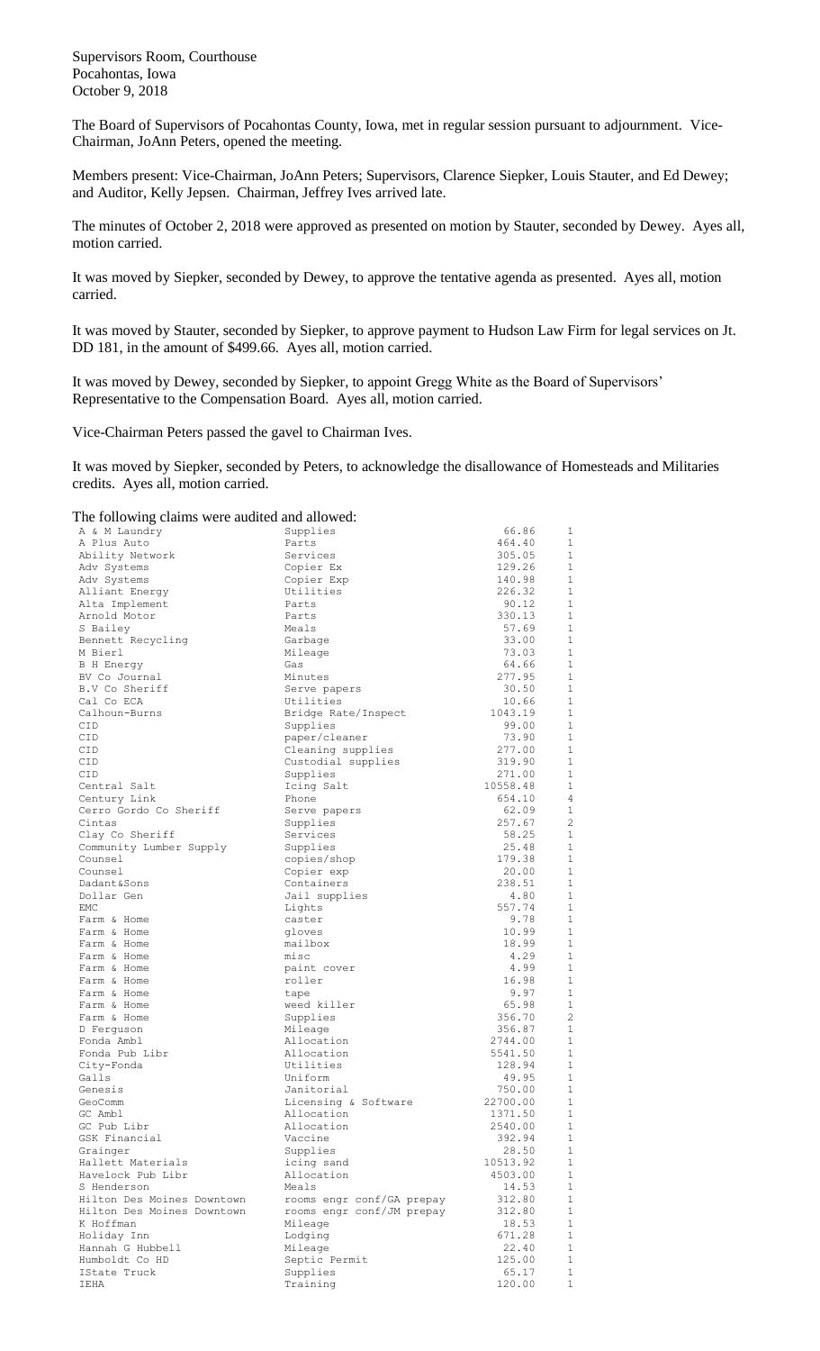Supervisors Room, Courthouse
Pocahontas, Iowa
October 9, 2018

The Board of Supervisors of Pocahontas County, Iowa, met in regular session pursuant to adjournment. Vice-Chairman, JoAnn Peters, opened the meeting.

Members present: Vice-Chairman, JoAnn Peters; Supervisors, Clarence Siepker, Louis Stauter, and Ed Dewey; and Auditor, Kelly Jepsen. Chairman, Jeffrey Ives arrived late.

The minutes of October 2, 2018 were approved as presented on motion by Stauter, seconded by Dewey. Ayes all, motion carried.

It was moved by Siepker, seconded by Dewey, to approve the tentative agenda as presented. Ayes all, motion carried.

It was moved by Stauter, seconded by Siepker, to approve payment to Hudson Law Firm for legal services on Jt. DD 181, in the amount of $499.66. Ayes all, motion carried.

It was moved by Dewey, seconded by Siepker, to appoint Gregg White as the Board of Supervisors' Representative to the Compensation Board. Ayes all, motion carried.

Vice-Chairman Peters passed the gavel to Chairman Ives.

It was moved by Siepker, seconded by Peters, to acknowledge the disallowance of Homesteads and Militaries credits. Ayes all, motion carried.

The following claims were audited and allowed:

| | | | |
|---|---|---|---|
| A & M Laundry | Supplies | 66.86 | 1 |
| A Plus Auto | Parts | 464.40 | 1 |
| Ability Network | Services | 305.05 | 1 |
| Adv Systems | Copier Ex | 129.26 | 1 |
| Adv Systems | Copier Exp | 140.98 | 1 |
| Alliant Energy | Utilities | 226.32 | 1 |
| Alta Implement | Parts | 90.12 | 1 |
| Arnold Motor | Parts | 330.13 | 1 |
| S Bailey | Meals | 57.69 | 1 |
| Bennett Recycling | Garbage | 33.00 | 1 |
| M Bierl | Mileage | 73.03 | 1 |
| B H Energy | Gas | 64.66 | 1 |
| BV Co Journal | Minutes | 277.95 | 1 |
| B.V Co Sheriff | Serve papers | 30.50 | 1 |
| Cal Co ECA | Utilities | 10.66 | 1 |
| Calhoun-Burns | Bridge Rate/Inspect | 1043.19 | 1 |
| CID | Supplies | 99.00 | 1 |
| CID | paper/cleaner | 73.90 | 1 |
| CID | Cleaning supplies | 277.00 | 1 |
| CID | Custodial supplies | 319.90 | 1 |
| CID | Supplies | 271.00 | 1 |
| Central Salt | Icing Salt | 10558.48 | 1 |
| Century Link | Phone | 654.10 | 4 |
| Cerro Gordo Co Sheriff | Serve papers | 62.09 | 1 |
| Cintas | Supplies | 257.67 | 2 |
| Clay Co Sheriff | Services | 58.25 | 1 |
| Community Lumber Supply | Supplies | 25.48 | 1 |
| Counsel | copies/shop | 179.38 | 1 |
| Counsel | Copier exp | 20.00 | 1 |
| Dadant&Sons | Containers | 238.51 | 1 |
| Dollar Gen | Jail supplies | 4.80 | 1 |
| EMC | Lights | 557.74 | 1 |
| Farm & Home | caster | 9.78 | 1 |
| Farm & Home | gloves | 10.99 | 1 |
| Farm & Home | mailbox | 18.99 | 1 |
| Farm & Home | misc | 4.29 | 1 |
| Farm & Home | paint cover | 4.99 | 1 |
| Farm & Home | roller | 16.98 | 1 |
| Farm & Home | tape | 9.97 | 1 |
| Farm & Home | weed killer | 65.98 | 1 |
| Farm & Home | Supplies | 356.70 | 2 |
| D Ferguson | Mileage | 356.87 | 1 |
| Fonda Ambl | Allocation | 2744.00 | 1 |
| Fonda Pub Libr | Allocation | 5541.50 | 1 |
| City-Fonda | Utilities | 128.94 | 1 |
| Galls | Uniform | 49.95 | 1 |
| Genesis | Janitorial | 750.00 | 1 |
| GeoComm | Licensing & Software | 22700.00 | 1 |
| GC Ambl | Allocation | 1371.50 | 1 |
| GC Pub Libr | Allocation | 2540.00 | 1 |
| GSK Financial | Vaccine | 392.94 | 1 |
| Grainger | Supplies | 28.50 | 1 |
| Hallett Materials | icing sand | 10513.92 | 1 |
| Havelock Pub Libr | Allocation | 4503.00 | 1 |
| S Henderson | Meals | 14.53 | 1 |
| Hilton Des Moines Downtown | rooms engr conf/GA prepay | 312.80 | 1 |
| Hilton Des Moines Downtown | rooms engr conf/JM prepay | 312.80 | 1 |
| K Hoffman | Mileage | 18.53 | 1 |
| Holiday Inn | Lodging | 671.28 | 1 |
| Hannah G Hubbell | Mileage | 22.40 | 1 |
| Humboldt Co HD | Septic Permit | 125.00 | 1 |
| IState Truck | Supplies | 65.17 | 1 |
| IEHA | Training | 120.00 | 1 |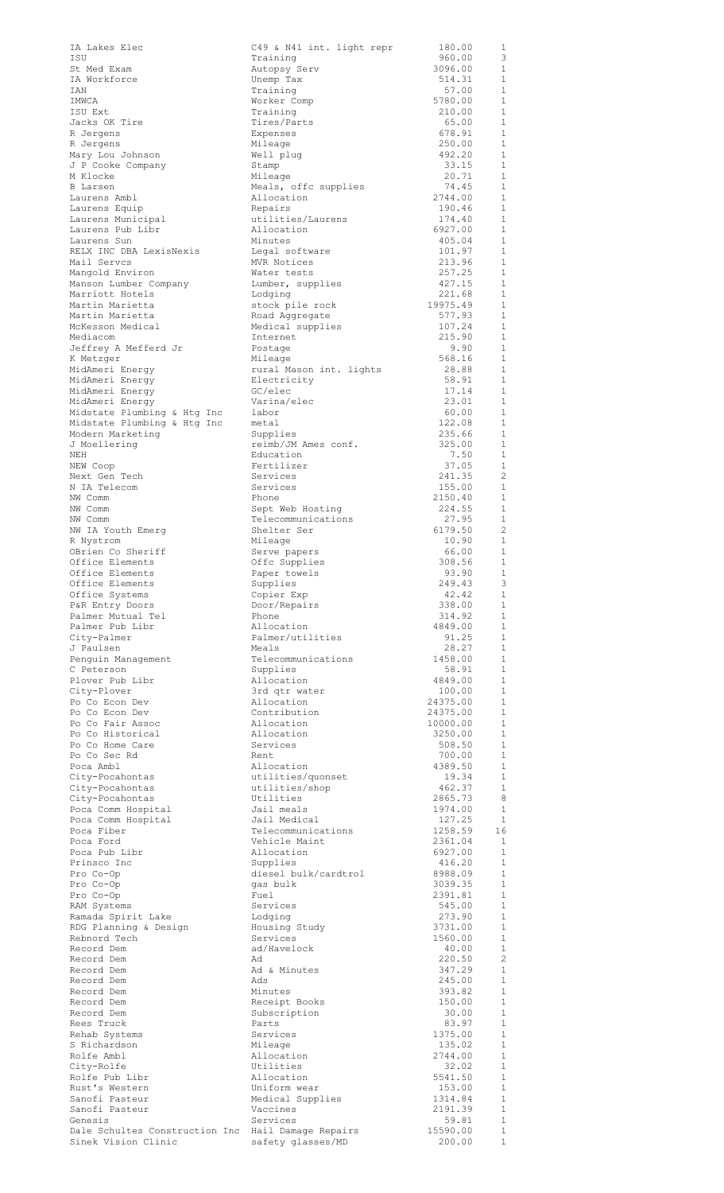| | | | |
|---|---|---|---|
| IA Lakes Elec | C49 & N41 int. light repr | 180.00 | 1 |
| ISU | Training | 960.00 | 3 |
| St Med Exam | Autopsy Serv | 3096.00 | 1 |
| IA Workforce | Unemp Tax | 514.31 | 1 |
| IAN | Training | 57.00 | 1 |
| IMWCA | Worker Comp | 5780.00 | 1 |
| ISU Ext | Training | 210.00 | 1 |
| Jacks OK Tire | Tires/Parts | 65.00 | 1 |
| R Jergens | Expenses | 678.91 | 1 |
| R Jergens | Mileage | 250.00 | 1 |
| Mary Lou Johnson | Well plug | 492.20 | 1 |
| J P Cooke Company | Stamp | 33.15 | 1 |
| M Klocke | Mileage | 20.71 | 1 |
| B Larsen | Meals, offc supplies | 74.45 | 1 |
| Laurens Ambl | Allocation | 2744.00 | 1 |
| Laurens Equip | Repairs | 190.46 | 1 |
| Laurens Municipal | utilities/Laurens | 174.40 | 1 |
| Laurens Pub Libr | Allocation | 6927.00 | 1 |
| Laurens Sun | Minutes | 405.04 | 1 |
| RELX INC DBA LexisNexis | Legal software | 101.97 | 1 |
| Mail Servcs | MVR Notices | 213.96 | 1 |
| Mangold Environ | Water tests | 257.25 | 1 |
| Manson Lumber Company | Lumber, supplies | 427.15 | 1 |
| Marriott Hotels | Lodging | 221.68 | 1 |
| Martin Marietta | stock pile rock | 19975.49 | 1 |
| Martin Marietta | Road Aggregate | 577.93 | 1 |
| McKesson Medical | Medical supplies | 107.24 | 1 |
| Mediacom | Internet | 215.90 | 1 |
| Jeffrey A Mefferd Jr | Postage | 9.90 | 1 |
| K Metzger | Mileage | 568.16 | 1 |
| MidAmeri Energy | rural Mason int. lights | 28.88 | 1 |
| MidAmeri Energy | Electricity | 58.91 | 1 |
| MidAmeri Energy | GC/elec | 17.14 | 1 |
| MidAmeri Energy | Varina/elec | 23.01 | 1 |
| Midstate Plumbing & Htg Inc | labor | 60.00 | 1 |
| Midstate Plumbing & Htg Inc | metal | 122.08 | 1 |
| Modern Marketing | Supplies | 235.66 | 1 |
| J Moellering | reimb/JM Ames conf. | 325.00 | 1 |
| NEH | Education | 7.50 | 1 |
| NEW Coop | Fertilizer | 37.05 | 1 |
| Next Gen Tech | Services | 241.35 | 2 |
| N IA Telecom | Services | 155.00 | 1 |
| NW Comm | Phone | 2150.40 | 1 |
| NW Comm | Sept Web Hosting | 224.55 | 1 |
| NW Comm | Telecommunications | 27.95 | 1 |
| NW IA Youth Emerg | Shelter Ser | 6179.50 | 2 |
| R Nystrom | Mileage | 10.90 | 1 |
| OBrien Co Sheriff | Serve papers | 66.00 | 1 |
| Office Elements | Offc Supplies | 308.56 | 1 |
| Office Elements | Paper towels | 93.90 | 1 |
| Office Elements | Supplies | 249.43 | 3 |
| Office Systems | Copier Exp | 42.42 | 1 |
| P&R Entry Doors | Door/Repairs | 338.00 | 1 |
| Palmer Mutual Tel | Phone | 314.92 | 1 |
| Palmer Pub Libr | Allocation | 4849.00 | 1 |
| City-Palmer | Palmer/utilities | 91.25 | 1 |
| J Paulsen | Meals | 28.27 | 1 |
| Penguin Management | Telecommunications | 1458.00 | 1 |
| C Peterson | Supplies | 58.91 | 1 |
| Plover Pub Libr | Allocation | 4849.00 | 1 |
| City-Plover | 3rd qtr water | 100.00 | 1 |
| Po Co Econ Dev | Allocation | 24375.00 | 1 |
| Po Co Econ Dev | Contribution | 24375.00 | 1 |
| Po Co Fair Assoc | Allocation | 10000.00 | 1 |
| Po Co Historical | Allocation | 3250.00 | 1 |
| Po Co Home Care | Services | 508.50 | 1 |
| Po Co Sec Rd | Rent | 700.00 | 1 |
| Poca Ambl | Allocation | 4389.50 | 1 |
| City-Pocahontas | utilities/quonset | 19.34 | 1 |
| City-Pocahontas | utilities/shop | 462.37 | 1 |
| City-Pocahontas | Utilities | 2865.73 | 8 |
| Poca Comm Hospital | Jail meals | 1974.00 | 1 |
| Poca Comm Hospital | Jail Medical | 127.25 | 1 |
| Poca Fiber | Telecommunications | 1258.59 | 16 |
| Poca Ford | Vehicle Maint | 2361.04 | 1 |
| Poca Pub Libr | Allocation | 6927.00 | 1 |
| Prinsco Inc | Supplies | 416.20 | 1 |
| Pro Co-Op | diesel bulk/cardtrol | 8988.09 | 1 |
| Pro Co-Op | gas bulk | 3039.35 | 1 |
| Pro Co-Op | Fuel | 2391.81 | 1 |
| RAM Systems | Services | 545.00 | 1 |
| Ramada Spirit Lake | Lodging | 273.90 | 1 |
| RDG Planning & Design | Housing Study | 3731.00 | 1 |
| Rebnord Tech | Services | 1560.00 | 1 |
| Record Dem | ad/Havelock | 40.00 | 1 |
| Record Dem | Ad | 220.50 | 2 |
| Record Dem | Ad & Minutes | 347.29 | 1 |
| Record Dem | Ads | 245.00 | 1 |
| Record Dem | Minutes | 393.82 | 1 |
| Record Dem | Receipt Books | 150.00 | 1 |
| Record Dem | Subscription | 30.00 | 1 |
| Rees Truck | Parts | 83.97 | 1 |
| Rehab Systems | Services | 1375.00 | 1 |
| S Richardson | Mileage | 135.02 | 1 |
| Rolfe Ambl | Allocation | 2744.00 | 1 |
| City-Rolfe | Utilities | 32.02 | 1 |
| Rolfe Pub Libr | Allocation | 5541.50 | 1 |
| Rust's Western | Uniform wear | 153.00 | 1 |
| Sanofi Pasteur | Medical Supplies | 1314.84 | 1 |
| Sanofi Pasteur | Vaccines | 2191.39 | 1 |
| Genesis | Services | 59.81 | 1 |
| Dale Schultes Construction Inc | Hail Damage Repairs | 15590.00 | 1 |
| Sinek Vision Clinic | safety glasses/MD | 200.00 | 1 |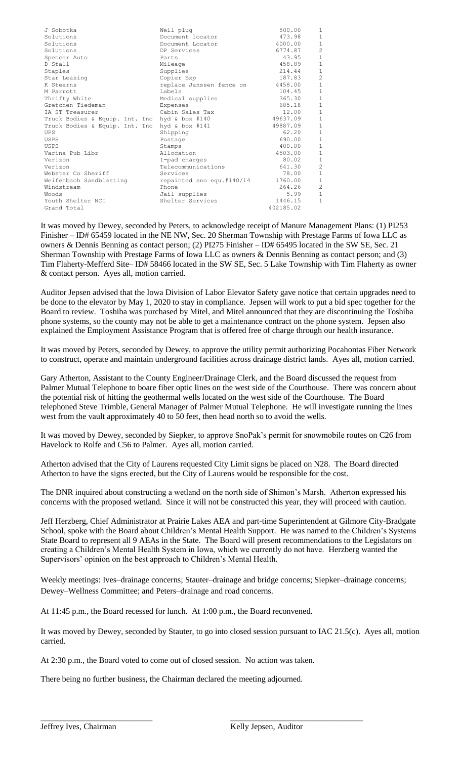| | | | |
|---|---|---|---|
| J Sobotka | Well plug | 500.00 | 1 |
| Solutions | Document locator | 473.98 | 1 |
| Solutions | Document Locator | 4000.00 | 1 |
| Solutions | DP Services | 6774.87 | 2 |
| Spencer Auto | Parts | 43.95 | 1 |
| D Stall | Mileage | 458.89 | 1 |
| Staples | Supplies | 214.44 | 1 |
| Star Leasing | Copier Exp | 187.83 | 2 |
| K Stearns | replace Janssen fence on | 4458.00 | 1 |
| M Parrott | Labels | 104.45 | 1 |
| Thrifty White | Medical supplies | 365.30 | 1 |
| Gretchen Tiedeman | Expenses | 685.18 | 1 |
| IA ST Treasurer | Cabin Sales Tax | 12.00 | 1 |
| Truck Bodies & Equip. Int. Inc | hyd & box #140 | 49637.09 | 1 |
| Truck Bodies & Equip. Int. Inc | hyd & box #141 | 49887.09 | 1 |
| UPS | Shipping | 62.20 | 1 |
| USPS | Postage | 690.00 | 1 |
| USPS | Stamps | 400.00 | 1 |
| Varina Pub Libr | Allocation | 4503.00 | 1 |
| Verizon | I-pad charges | 80.02 | 1 |
| Verizon | Telecommunications | 641.30 | 2 |
| Webster Co Sheriff | Services | 78.00 | 1 |
| Weifenbach Sandblasting | repainted sno equ.#140/14 | 1760.00 | 1 |
| Windstream | Phone | 264.26 | 2 |
| Woods | Jail supplies | 5.99 | 1 |
| Youth Shelter NCI | Shelter Services | 1446.15 | 1 |
| Grand Total | | 402185.02 | |

It was moved by Dewey, seconded by Peters, to acknowledge receipt of Manure Management Plans: (1) PI253 Finisher – ID# 65459 located in the NE NW, Sec. 20 Sherman Township with Prestage Farms of Iowa LLC as owners & Dennis Benning as contact person; (2) PI275 Finisher – ID# 65495 located in the SW SE, Sec. 21 Sherman Township with Prestage Farms of Iowa LLC as owners & Dennis Benning as contact person; and (3) Tim Flaherty-Mefferd Site– ID# 58466 located in the SW SE, Sec. 5 Lake Township with Tim Flaherty as owner & contact person. Ayes all, motion carried.

Auditor Jepsen advised that the Iowa Division of Labor Elevator Safety gave notice that certain upgrades need to be done to the elevator by May 1, 2020 to stay in compliance. Jepsen will work to put a bid spec together for the Board to review. Toshiba was purchased by Mitel, and Mitel announced that they are discontinuing the Toshiba phone systems, so the county may not be able to get a maintenance contract on the phone system. Jepsen also explained the Employment Assistance Program that is offered free of charge through our health insurance.

It was moved by Peters, seconded by Dewey, to approve the utility permit authorizing Pocahontas Fiber Network to construct, operate and maintain underground facilities across drainage district lands. Ayes all, motion carried.

Gary Atherton, Assistant to the County Engineer/Drainage Clerk, and the Board discussed the request from Palmer Mutual Telephone to boare fiber optic lines on the west side of the Courthouse. There was concern about the potential risk of hitting the geothermal wells located on the west side of the Courthouse. The Board telephoned Steve Trimble, General Manager of Palmer Mutual Telephone. He will investigate running the lines west from the vault approximately 40 to 50 feet, then head north so to avoid the wells.

It was moved by Dewey, seconded by Siepker, to approve SnoPak's permit for snowmobile routes on C26 from Havelock to Rolfe and C56 to Palmer. Ayes all, motion carried.

Atherton advised that the City of Laurens requested City Limit signs be placed on N28. The Board directed Atherton to have the signs erected, but the City of Laurens would be responsible for the cost.

The DNR inquired about constructing a wetland on the north side of Shimon's Marsh. Atherton expressed his concerns with the proposed wetland. Since it will not be constructed this year, they will proceed with caution.

Jeff Herzberg, Chief Administrator at Prairie Lakes AEA and part-time Superintendent at Gilmore City-Bradgate School, spoke with the Board about Children's Mental Health Support. He was named to the Children's Systems State Board to represent all 9 AEAs in the State. The Board will present recommendations to the Legislators on creating a Children's Mental Health System in Iowa, which we currently do not have. Herzberg wanted the Supervisors' opinion on the best approach to Children's Mental Health.

Weekly meetings: Ives–drainage concerns; Stauter–drainage and bridge concerns; Siepker–drainage concerns; Dewey–Wellness Committee; and Peters–drainage and road concerns.

At 11:45 p.m., the Board recessed for lunch. At 1:00 p.m., the Board reconvened.

It was moved by Dewey, seconded by Stauter, to go into closed session pursuant to IAC 21.5(c). Ayes all, motion carried.

At 2:30 p.m., the Board voted to come out of closed session. No action was taken.

There being no further business, the Chairman declared the meeting adjourned.

\_\_\_\_\_\_\_\_\_\_\_\_\_\_\_\_\_\_\_\_\_\_\_\_\_\_ \_\_\_\_\_\_\_\_\_\_\_\_\_\_\_\_\_\_\_\_\_\_\_\_\_\_\_\_\_\_\_

Jeffrey Ives, Chairman Kelly Jepsen, Auditor